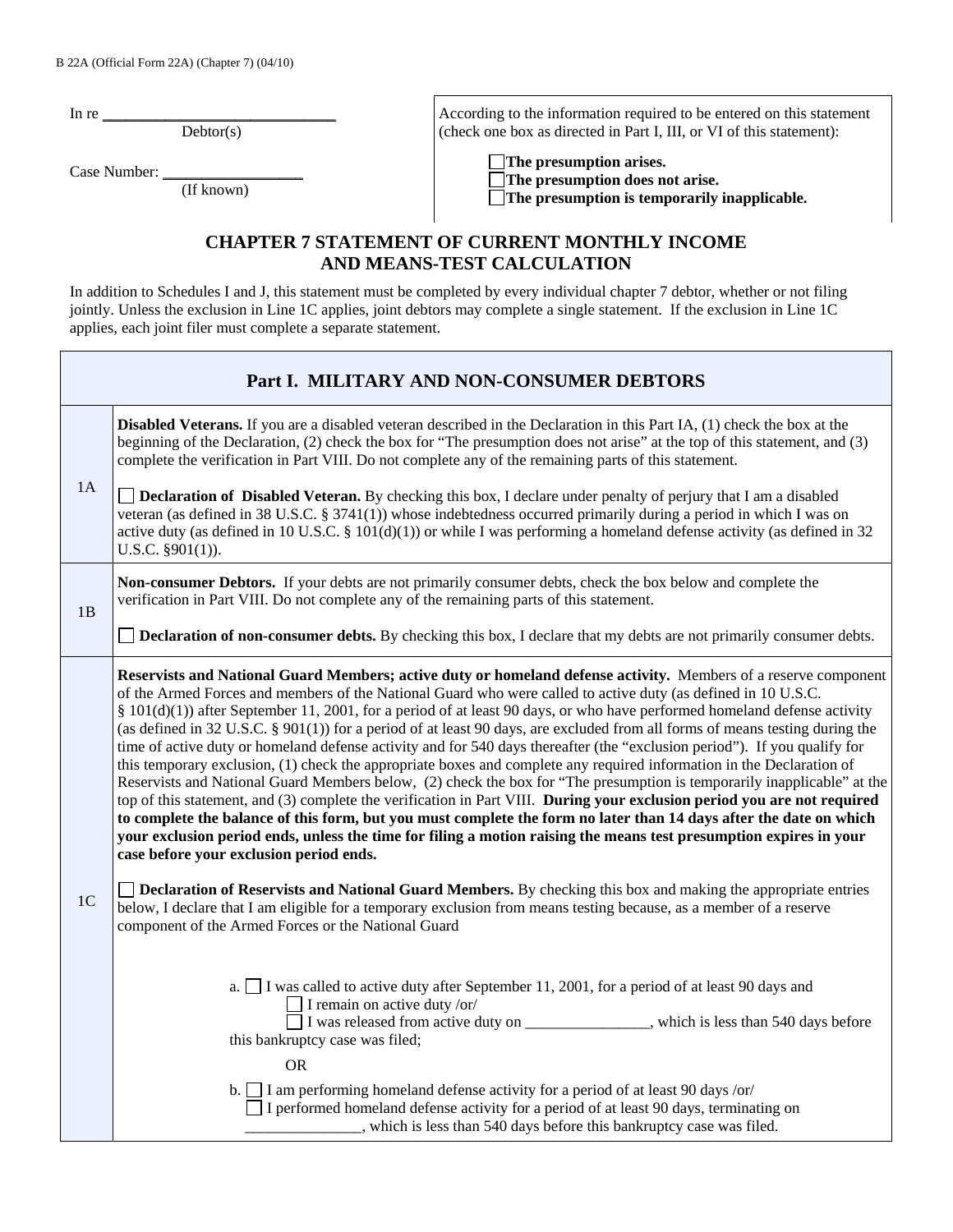B 22A (Official Form 22A) (Chapter 7) (04/10)

In re ______________________________
Debtor(s)

Case Number: _________________
(If known)

According to the information required to be entered on this statement (check one box as directed in Part I, III, or VI of this statement):

☐ **The presumption arises.**
☐ **The presumption does not arise.**
☐ **The presumption is temporarily inapplicable.**

# CHAPTER 7 STATEMENT OF CURRENT MONTHLY INCOME AND MEANS-TEST CALCULATION

In addition to Schedules I and J, this statement must be completed by every individual chapter 7 debtor, whether or not filing jointly. Unless the exclusion in Line 1C applies, joint debtors may complete a single statement. If the exclusion in Line 1C applies, each joint filer must complete a separate statement.

## Part I. MILITARY AND NON-CONSUMER DEBTORS

**1A**

**Disabled Veterans.** If you are a disabled veteran described in the Declaration in this Part IA, (1) check the box at the beginning of the Declaration, (2) check the box for "The presumption does not arise" at the top of this statement, and (3) complete the verification in Part VIII. Do not complete any of the remaining parts of this statement.

☐ **Declaration of Disabled Veteran.** By checking this box, I declare under penalty of perjury that I am a disabled veteran (as defined in 38 U.S.C. § 3741(1)) whose indebtedness occurred primarily during a period in which I was on active duty (as defined in 10 U.S.C. § 101(d)(1)) or while I was performing a homeland defense activity (as defined in 32 U.S.C. §901(1)).

**1B**

**Non-consumer Debtors.** If your debts are not primarily consumer debts, check the box below and complete the verification in Part VIII. Do not complete any of the remaining parts of this statement.

☐ **Declaration of non-consumer debts.** By checking this box, I declare that my debts are not primarily consumer debts.

**1C**

**Reservists and National Guard Members; active duty or homeland defense activity.** Members of a reserve component of the Armed Forces and members of the National Guard who were called to active duty (as defined in 10 U.S.C. § 101(d)(1)) after September 11, 2001, for a period of at least 90 days, or who have performed homeland defense activity (as defined in 32 U.S.C. § 901(1)) for a period of at least 90 days, are excluded from all forms of means testing during the time of active duty or homeland defense activity and for 540 days thereafter (the "exclusion period"). If you qualify for this temporary exclusion, (1) check the appropriate boxes and complete any required information in the Declaration of Reservists and National Guard Members below, (2) check the box for "The presumption is temporarily inapplicable" at the top of this statement, and (3) complete the verification in Part VIII. **During your exclusion period you are not required to complete the balance of this form, but you must complete the form no later than 14 days after the date on which your exclusion period ends, unless the time for filing a motion raising the means test presumption expires in your case before your exclusion period ends.**

☐ **Declaration of Reservists and National Guard Members.** By checking this box and making the appropriate entries below, I declare that I am eligible for a temporary exclusion from means testing because, as a member of a reserve component of the Armed Forces or the National Guard

a. ☐ I was called to active duty after September 11, 2001, for a period of at least 90 days and
☐ I remain on active duty /or/
☐ I was released from active duty on ________________, which is less than 540 days before this bankruptcy case was filed;

OR

b. ☐ I am performing homeland defense activity for a period of at least 90 days /or/
☐ I performed homeland defense activity for a period of at least 90 days, terminating on _______________, which is less than 540 days before this bankruptcy case was filed.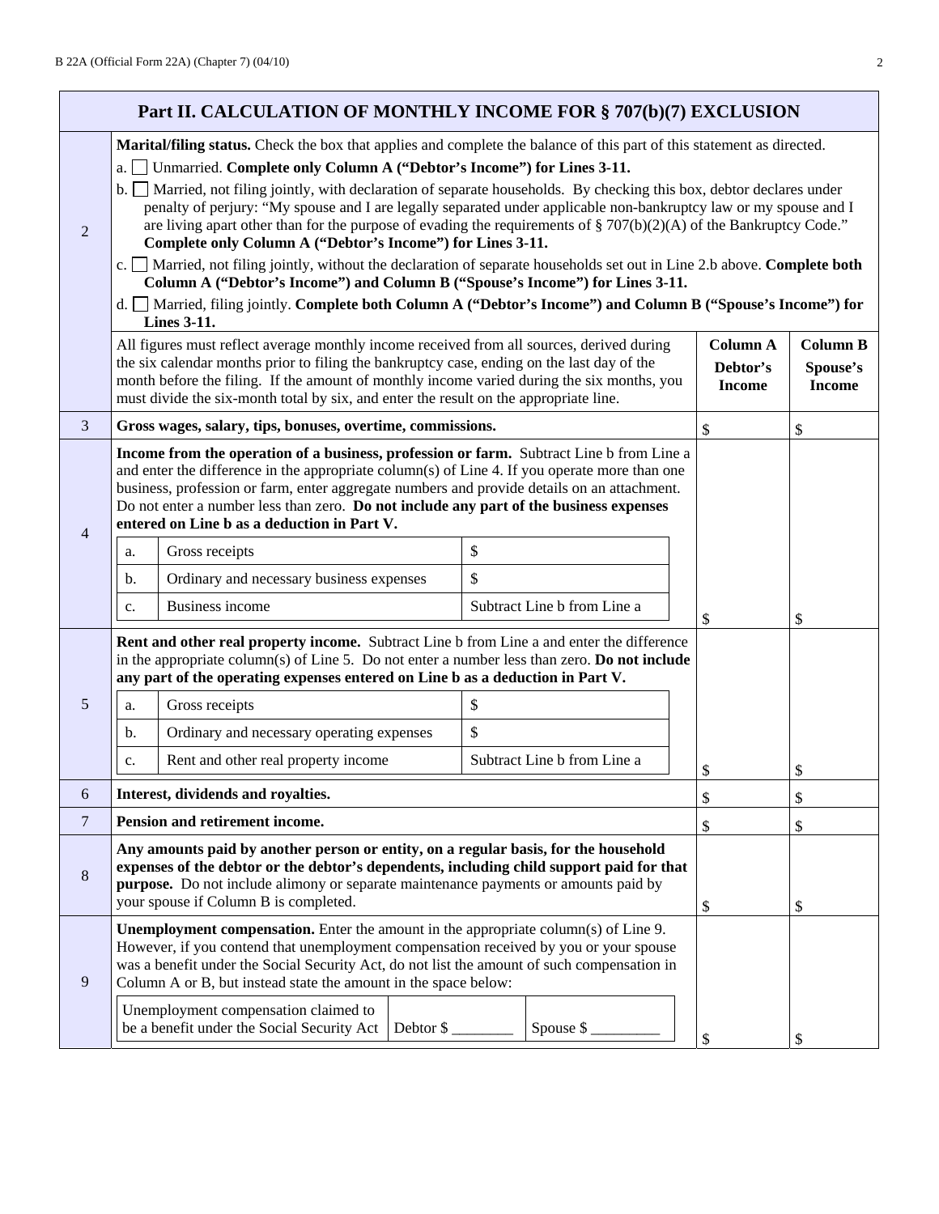## Part II. CALCULATION OF MONTHLY INCOME FOR § 707(b)(7) EXCLUSION

| | | | |
|---|---|---|---|
| 2 | **Marital/filing status.** Check the box that applies and complete the balance of this part of this statement as directed.<br>a. ☐ Unmarried. **Complete only Column A ("Debtor's Income") for Lines 3-11.**<br>b. ☐ Married, not filing jointly, with declaration of separate households. By checking this box, debtor declares under penalty of perjury: "My spouse and I are legally separated under applicable non-bankruptcy law or my spouse and I are living apart other than for the purpose of evading the requirements of § 707(b)(2)(A) of the Bankruptcy Code." **Complete only Column A ("Debtor's Income") for Lines 3-11.**<br>c. ☐ Married, not filing jointly, without the declaration of separate households set out in Line 2.b above. **Complete both Column A ("Debtor's Income") and Column B ("Spouse's Income") for Lines 3-11.**<br>d. ☐ Married, filing jointly. **Complete both Column A ("Debtor's Income") and Column B ("Spouse's Income") for Lines 3-11.** | | |
| | All figures must reflect average monthly income received from all sources, derived during the six calendar months prior to filing the bankruptcy case, ending on the last day of the month before the filing. If the amount of monthly income varied during the six months, you must divide the six-month total by six, and enter the result on the appropriate line. | **Column A Debtor's Income** | **Column B Spouse's Income** |
| 3 | **Gross wages, salary, tips, bonuses, overtime, commissions.** | $ | $ |
| 4 | **Income from the operation of a business, profession or farm.** Subtract Line b from Line a and enter the difference in the appropriate column(s) of Line 4. If you operate more than one business, profession or farm, enter aggregate numbers and provide details on an attachment. Do not enter a number less than zero. **Do not include any part of the business expenses entered on Line b as a deduction in Part V.**<br>a. Gross receipts — $<br>b. Ordinary and necessary business expenses — $<br>c. Business income — Subtract Line b from Line a | $ | $ |
| 5 | **Rent and other real property income.** Subtract Line b from Line a and enter the difference in the appropriate column(s) of Line 5. Do not enter a number less than zero. **Do not include any part of the operating expenses entered on Line b as a deduction in Part V.**<br>a. Gross receipts — $<br>b. Ordinary and necessary operating expenses — $<br>c. Rent and other real property income — Subtract Line b from Line a | $ | $ |
| 6 | **Interest, dividends and royalties.** | $ | $ |
| 7 | **Pension and retirement income.** | $ | $ |
| 8 | **Any amounts paid by another person or entity, on a regular basis, for the household expenses of the debtor or the debtor's dependents, including child support paid for that purpose.** Do not include alimony or separate maintenance payments or amounts paid by your spouse if Column B is completed. | $ | $ |
| 9 | **Unemployment compensation.** Enter the amount in the appropriate column(s) of Line 9. However, if you contend that unemployment compensation received by you or your spouse was a benefit under the Social Security Act, do not list the amount of such compensation in Column A or B, but instead state the amount in the space below:<br>Unemployment compensation claimed to be a benefit under the Social Security Act — Debtor $ ________ — Spouse $ _________ | $ | $ |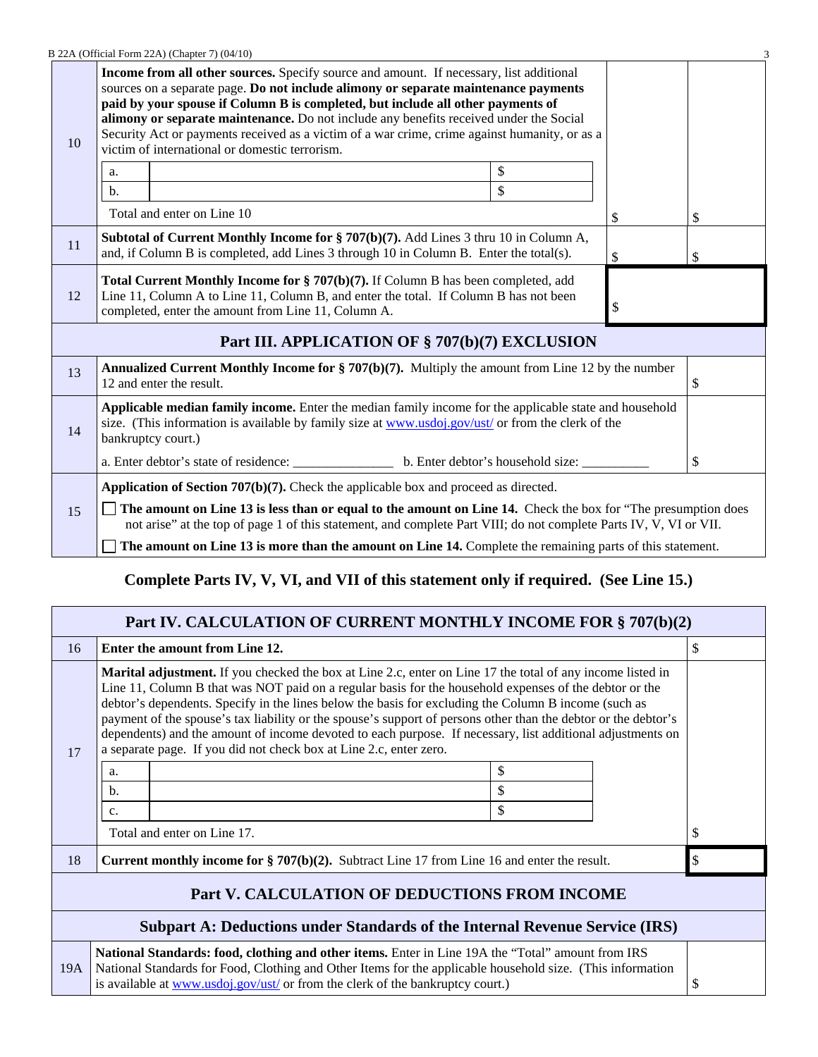| | | | |
|---|---|---|---|
| 10 | **Income from all other sources.** Specify source and amount. If necessary, list additional sources on a separate page. **Do not include alimony or separate maintenance payments paid by your spouse if Column B is completed, but include all other payments of alimony or separate maintenance.** Do not include any benefits received under the Social Security Act or payments received as a victim of a war crime, crime against humanity, or as a victim of international or domestic terrorism.<br><br>a. _______________ \$<br>b. _______________ \$<br><br>Total and enter on Line 10 | \$ | \$ |
| 11 | **Subtotal of Current Monthly Income for § 707(b)(7).** Add Lines 3 thru 10 in Column A, and, if Column B is completed, add Lines 3 through 10 in Column B. Enter the total(s). | \$ | \$ |
| 12 | **Total Current Monthly Income for § 707(b)(7).** If Column B has been completed, add Line 11, Column A to Line 11, Column B, and enter the total. If Column B has not been completed, enter the amount from Line 11, Column A. | \$ | |

## Part III. APPLICATION OF § 707(b)(7) EXCLUSION

| | | |
|---|---|---|
| 13 | **Annualized Current Monthly Income for § 707(b)(7).** Multiply the amount from Line 12 by the number 12 and enter the result. | \$ |
| 14 | **Applicable median family income.** Enter the median family income for the applicable state and household size. (This information is available by family size at www.usdoj.gov/ust/ or from the clerk of the bankruptcy court.)<br><br>a. Enter debtor's state of residence: _______________ b. Enter debtor's household size: __________ | \$ |
| 15 | **Application of Section 707(b)(7).** Check the applicable box and proceed as directed.<br><br>☐ **The amount on Line 13 is less than or equal to the amount on Line 14.** Check the box for "The presumption does not arise" at the top of page 1 of this statement, and complete Part VIII; do not complete Parts IV, V, VI or VII.<br><br>☐ **The amount on Line 13 is more than the amount on Line 14.** Complete the remaining parts of this statement. | |

**Complete Parts IV, V, VI, and VII of this statement only if required. (See Line 15.)**

## Part IV. CALCULATION OF CURRENT MONTHLY INCOME FOR § 707(b)(2)

| | | |
|---|---|---|
| 16 | **Enter the amount from Line 12.** | \$ |
| 17 | **Marital adjustment.** If you checked the box at Line 2.c, enter on Line 17 the total of any income listed in Line 11, Column B that was NOT paid on a regular basis for the household expenses of the debtor or the debtor's dependents. Specify in the lines below the basis for excluding the Column B income (such as payment of the spouse's tax liability or the spouse's support of persons other than the debtor or the debtor's dependents) and the amount of income devoted to each purpose. If necessary, list additional adjustments on a separate page. If you did not check box at Line 2.c, enter zero.<br><br>a. _______________ \$<br>b. _______________ \$<br>c. _______________ \$<br><br>Total and enter on Line 17. | \$ |
| 18 | **Current monthly income for § 707(b)(2).** Subtract Line 17 from Line 16 and enter the result. | \$ |

## Part V. CALCULATION OF DEDUCTIONS FROM INCOME

### Subpart A: Deductions under Standards of the Internal Revenue Service (IRS)

| | | |
|---|---|---|
| 19A | **National Standards: food, clothing and other items.** Enter in Line 19A the "Total" amount from IRS National Standards for Food, Clothing and Other Items for the applicable household size. (This information is available at www.usdoj.gov/ust/ or from the clerk of the bankruptcy court.) | \$ |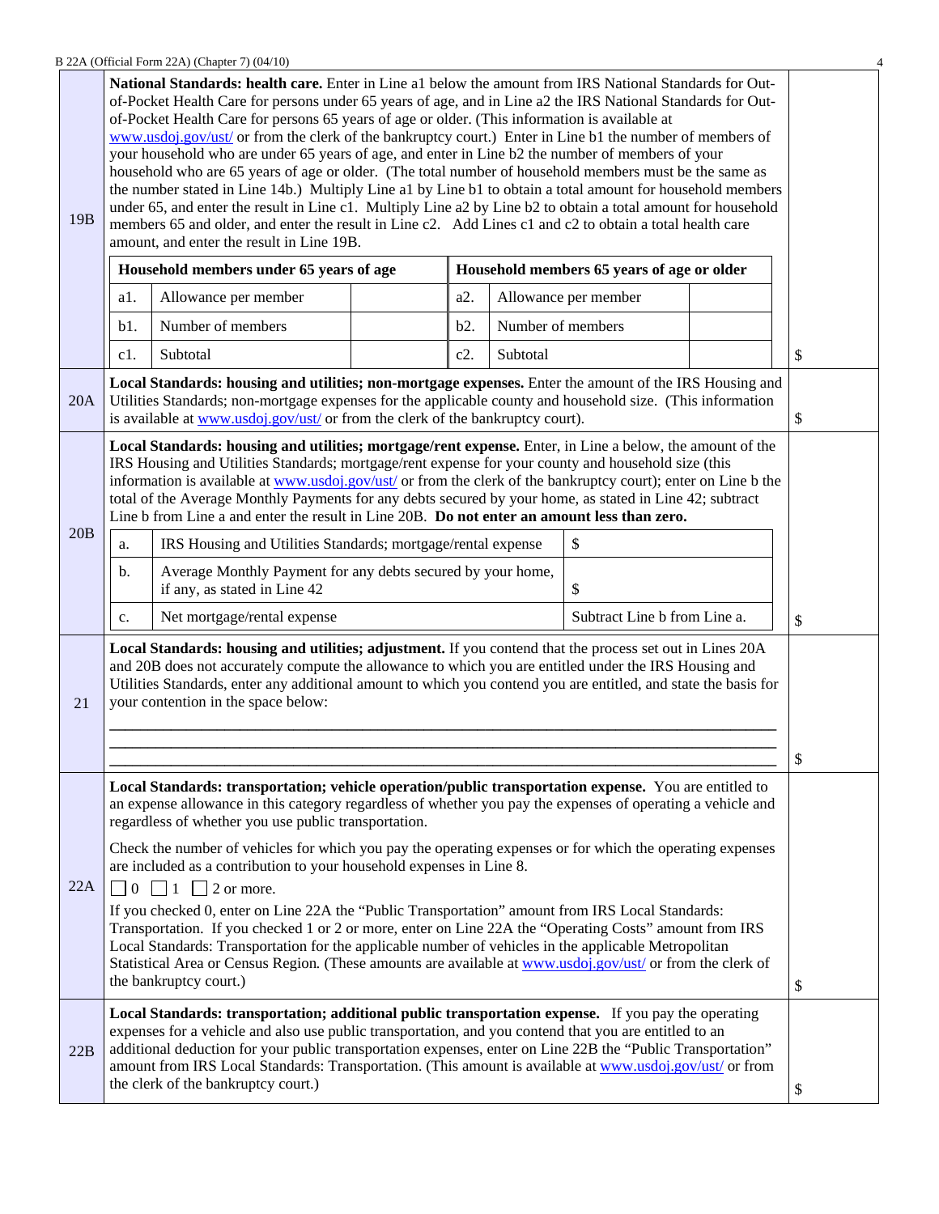**19B** **National Standards: health care.** Enter in Line a1 below the amount from IRS National Standards for Out-of-Pocket Health Care for persons under 65 years of age, and in Line a2 the IRS National Standards for Out-of-Pocket Health Care for persons 65 years of age or older. (This information is available at www.usdoj.gov/ust/ or from the clerk of the bankruptcy court.) Enter in Line b1 the number of members of your household who are under 65 years of age, and enter in Line b2 the number of members of your household who are 65 years of age or older. (The total number of household members must be the same as the number stated in Line 14b.) Multiply Line a1 by Line b1 to obtain a total amount for household members under 65, and enter the result in Line c1. Multiply Line a2 by Line b2 to obtain a total amount for household members 65 and older, and enter the result in Line c2. Add Lines c1 and c2 to obtain a total health care amount, and enter the result in Line 19B.

| **Household members under 65 years of age** | | | **Household members 65 years of age or older** | | |
|---|---|---|---|---|---|
| a1. | Allowance per member | | a2. | Allowance per member | |
| b1. | Number of members | | b2. | Number of members | |
| c1. | Subtotal | | c2. | Subtotal | |

$

**20A** **Local Standards: housing and utilities; non-mortgage expenses.** Enter the amount of the IRS Housing and Utilities Standards; non-mortgage expenses for the applicable county and household size. (This information is available at www.usdoj.gov/ust/ or from the clerk of the bankruptcy court).

$

**20B** **Local Standards: housing and utilities; mortgage/rent expense.** Enter, in Line a below, the amount of the IRS Housing and Utilities Standards; mortgage/rent expense for your county and household size (this information is available at www.usdoj.gov/ust/ or from the clerk of the bankruptcy court); enter on Line b the total of the Average Monthly Payments for any debts secured by your home, as stated in Line 42; subtract Line b from Line a and enter the result in Line 20B. **Do not enter an amount less than zero.**

| | | |
|---|---|---|
| a. | IRS Housing and Utilities Standards; mortgage/rental expense | $ |
| b. | Average Monthly Payment for any debts secured by your home, if any, as stated in Line 42 | $ |
| c. | Net mortgage/rental expense | Subtract Line b from Line a. |

$

**21** **Local Standards: housing and utilities; adjustment.** If you contend that the process set out in Lines 20A and 20B does not accurately compute the allowance to which you are entitled under the IRS Housing and Utilities Standards, enter any additional amount to which you contend you are entitled, and state the basis for your contention in the space below:

_______________________________________________________________________________

_______________________________________________________________________________

_______________________________________________________________________________

$

**22A** **Local Standards: transportation; vehicle operation/public transportation expense.** You are entitled to an expense allowance in this category regardless of whether you pay the expenses of operating a vehicle and regardless of whether you use public transportation.

Check the number of vehicles for which you pay the operating expenses or for which the operating expenses are included as a contribution to your household expenses in Line 8.

☐ 0 ☐ 1 ☐ 2 or more.

If you checked 0, enter on Line 22A the "Public Transportation" amount from IRS Local Standards: Transportation. If you checked 1 or 2 or more, enter on Line 22A the "Operating Costs" amount from IRS Local Standards: Transportation for the applicable number of vehicles in the applicable Metropolitan Statistical Area or Census Region. (These amounts are available at www.usdoj.gov/ust/ or from the clerk of the bankruptcy court.)

$

**22B** **Local Standards: transportation; additional public transportation expense.** If you pay the operating expenses for a vehicle and also use public transportation, and you contend that you are entitled to an additional deduction for your public transportation expenses, enter on Line 22B the "Public Transportation" amount from IRS Local Standards: Transportation. (This amount is available at www.usdoj.gov/ust/ or from the clerk of the bankruptcy court.)

$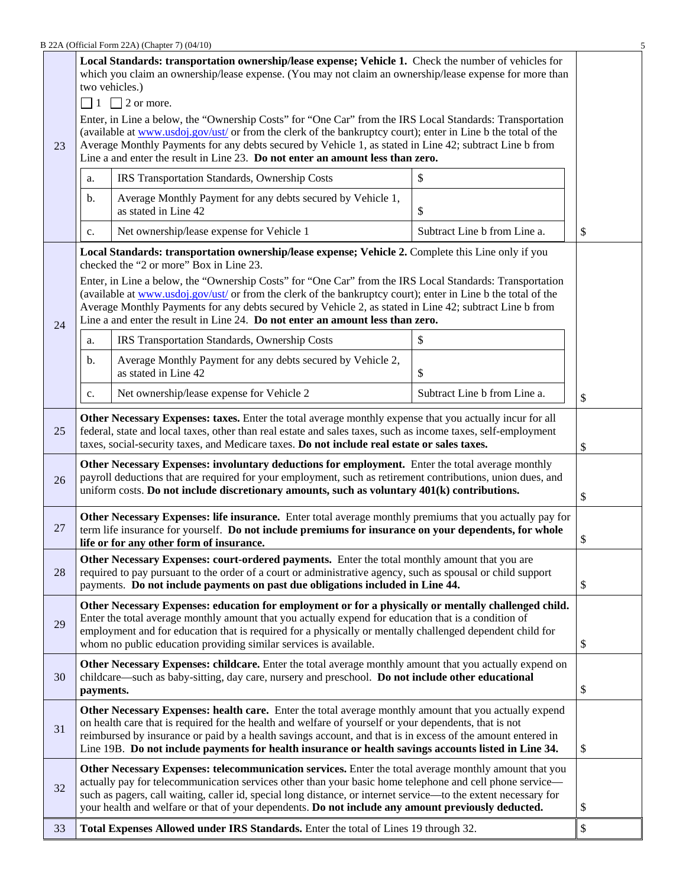| | | |
|---|---|---|
| 23 | **Local Standards: transportation ownership/lease expense; Vehicle 1.** Check the number of vehicles for which you claim an ownership/lease expense. (You may not claim an ownership/lease expense for more than two vehicles.)<br><br>☐ 1 ☐ 2 or more.<br><br>Enter, in Line a below, the "Ownership Costs" for "One Car" from the IRS Local Standards: Transportation (available at www.usdoj.gov/ust/ or from the clerk of the bankruptcy court); enter in Line b the total of the Average Monthly Payments for any debts secured by Vehicle 1, as stated in Line 42; subtract Line b from Line a and enter the result in Line 23. **Do not enter an amount less than zero.**<br><br>a. IRS Transportation Standards, Ownership Costs — $<br>b. Average Monthly Payment for any debts secured by Vehicle 1, as stated in Line 42 — $<br>c. Net ownership/lease expense for Vehicle 1 — Subtract Line b from Line a. | $ |
| 24 | **Local Standards: transportation ownership/lease expense; Vehicle 2.** Complete this Line only if you checked the "2 or more" Box in Line 23.<br><br>Enter, in Line a below, the "Ownership Costs" for "One Car" from the IRS Local Standards: Transportation (available at www.usdoj.gov/ust/ or from the clerk of the bankruptcy court); enter in Line b the total of the Average Monthly Payments for any debts secured by Vehicle 2, as stated in Line 42; subtract Line b from Line a and enter the result in Line 24. **Do not enter an amount less than zero.**<br><br>a. IRS Transportation Standards, Ownership Costs — $<br>b. Average Monthly Payment for any debts secured by Vehicle 2, as stated in Line 42 — $<br>c. Net ownership/lease expense for Vehicle 2 — Subtract Line b from Line a. | $ |
| 25 | **Other Necessary Expenses: taxes.** Enter the total average monthly expense that you actually incur for all federal, state and local taxes, other than real estate and sales taxes, such as income taxes, self-employment taxes, social-security taxes, and Medicare taxes. **Do not include real estate or sales taxes.** | $ |
| 26 | **Other Necessary Expenses: involuntary deductions for employment.** Enter the total average monthly payroll deductions that are required for your employment, such as retirement contributions, union dues, and uniform costs. **Do not include discretionary amounts, such as voluntary 401(k) contributions.** | $ |
| 27 | **Other Necessary Expenses: life insurance.** Enter total average monthly premiums that you actually pay for term life insurance for yourself. **Do not include premiums for insurance on your dependents, for whole life or for any other form of insurance.** | $ |
| 28 | **Other Necessary Expenses: court-ordered payments.** Enter the total monthly amount that you are required to pay pursuant to the order of a court or administrative agency, such as spousal or child support payments. **Do not include payments on past due obligations included in Line 44.** | $ |
| 29 | **Other Necessary Expenses: education for employment or for a physically or mentally challenged child.** Enter the total average monthly amount that you actually expend for education that is a condition of employment and for education that is required for a physically or mentally challenged dependent child for whom no public education providing similar services is available. | $ |
| 30 | **Other Necessary Expenses: childcare.** Enter the total average monthly amount that you actually expend on childcare—such as baby-sitting, day care, nursery and preschool. **Do not include other educational payments.** | $ |
| 31 | **Other Necessary Expenses: health care.** Enter the total average monthly amount that you actually expend on health care that is required for the health and welfare of yourself or your dependents, that is not reimbursed by insurance or paid by a health savings account, and that is in excess of the amount entered in Line 19B. **Do not include payments for health insurance or health savings accounts listed in Line 34.** | $ |
| 32 | **Other Necessary Expenses: telecommunication services.** Enter the total average monthly amount that you actually pay for telecommunication services other than your basic home telephone and cell phone service—such as pagers, call waiting, caller id, special long distance, or internet service—to the extent necessary for your health and welfare or that of your dependents. **Do not include any amount previously deducted.** | $ |
| 33 | **Total Expenses Allowed under IRS Standards.** Enter the total of Lines 19 through 32. | $ |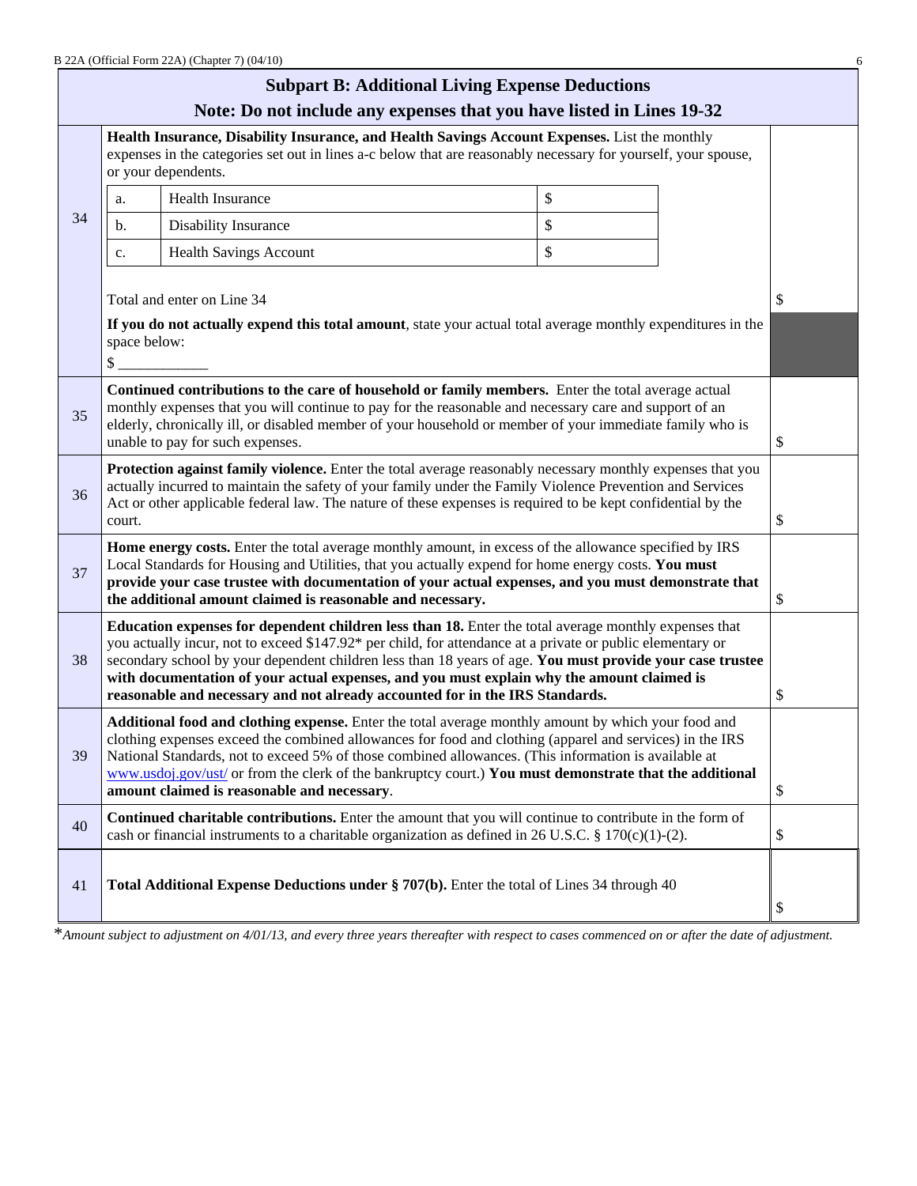## Subpart B: Additional Living Expense Deductions

**Note: Do not include any expenses that you have listed in Lines 19-32**

| | | |
|---|---|---|
| 34 | **Health Insurance, Disability Insurance, and Health Savings Account Expenses.** List the monthly expenses in the categories set out in lines a-c below that are reasonably necessary for yourself, your spouse, or your dependents.<br><br>a. Health Insurance $<br>b. Disability Insurance $<br>c. Health Savings Account $<br><br>Total and enter on Line 34<br><br>**If you do not actually expend this total amount**, state your actual total average monthly expenditures in the space below:<br>$ ____________ | $ |
| 35 | **Continued contributions to the care of household or family members.** Enter the total average actual monthly expenses that you will continue to pay for the reasonable and necessary care and support of an elderly, chronically ill, or disabled member of your household or member of your immediate family who is unable to pay for such expenses. | $ |
| 36 | **Protection against family violence.** Enter the total average reasonably necessary monthly expenses that you actually incurred to maintain the safety of your family under the Family Violence Prevention and Services Act or other applicable federal law. The nature of these expenses is required to be kept confidential by the court. | $ |
| 37 | **Home energy costs.** Enter the total average monthly amount, in excess of the allowance specified by IRS Local Standards for Housing and Utilities, that you actually expend for home energy costs. **You must provide your case trustee with documentation of your actual expenses, and you must demonstrate that the additional amount claimed is reasonable and necessary.** | $ |
| 38 | **Education expenses for dependent children less than 18.** Enter the total average monthly expenses that you actually incur, not to exceed $147.92* per child, for attendance at a private or public elementary or secondary school by your dependent children less than 18 years of age. **You must provide your case trustee with documentation of your actual expenses, and you must explain why the amount claimed is reasonable and necessary and not already accounted for in the IRS Standards.** | $ |
| 39 | **Additional food and clothing expense.** Enter the total average monthly amount by which your food and clothing expenses exceed the combined allowances for food and clothing (apparel and services) in the IRS National Standards, not to exceed 5% of those combined allowances. (This information is available at www.usdoj.gov/ust/ or from the clerk of the bankruptcy court.) **You must demonstrate that the additional amount claimed is reasonable and necessary**. | $ |
| 40 | **Continued charitable contributions.** Enter the amount that you will continue to contribute in the form of cash or financial instruments to a charitable organization as defined in 26 U.S.C. § 170(c)(1)-(2). | $ |
| 41 | **Total Additional Expense Deductions under § 707(b).** Enter the total of Lines 34 through 40 | $ |

**Amount subject to adjustment on 4/01/13, and every three years thereafter with respect to cases commenced on or after the date of adjustment.*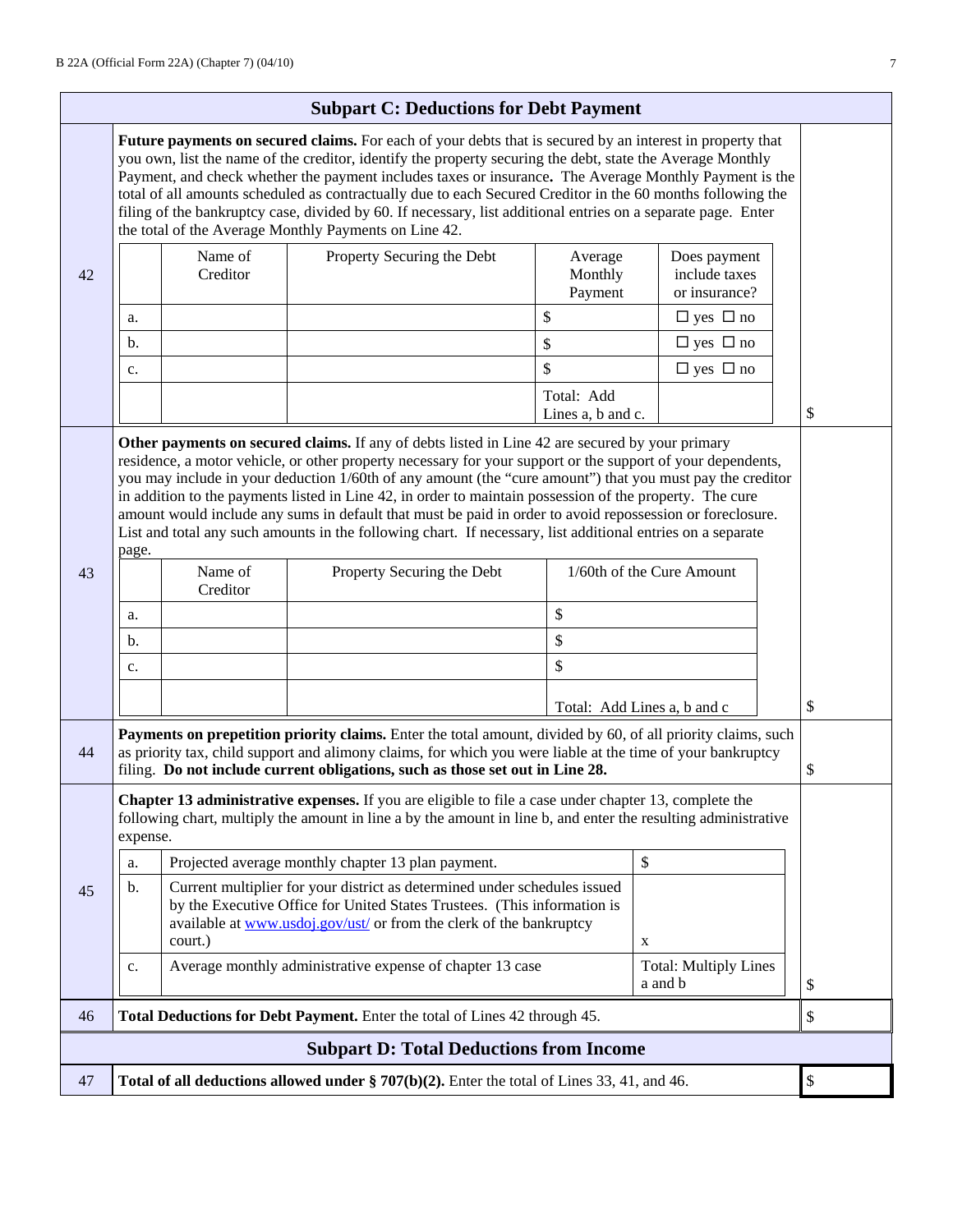## Subpart C: Deductions for Debt Payment

**42** **Future payments on secured claims.** For each of your debts that is secured by an interest in property that you own, list the name of the creditor, identify the property securing the debt, state the Average Monthly Payment, and check whether the payment includes taxes or insurance**.** The Average Monthly Payment is the total of all amounts scheduled as contractually due to each Secured Creditor in the 60 months following the filing of the bankruptcy case, divided by 60. If necessary, list additional entries on a separate page. Enter the total of the Average Monthly Payments on Line 42.

| | Name of Creditor | Property Securing the Debt | Average Monthly Payment | Does payment include taxes or insurance? |
|---|---|---|---|---|
| a. | | | $ | ☐ yes ☐ no |
| b. | | | $ | ☐ yes ☐ no |
| c. | | | $ | ☐ yes ☐ no |
| | | | Total: Add Lines a, b and c. | |

$

**43** **Other payments on secured claims.** If any of debts listed in Line 42 are secured by your primary residence, a motor vehicle, or other property necessary for your support or the support of your dependents, you may include in your deduction 1/60th of any amount (the "cure amount") that you must pay the creditor in addition to the payments listed in Line 42, in order to maintain possession of the property. The cure amount would include any sums in default that must be paid in order to avoid repossession or foreclosure. List and total any such amounts in the following chart. If necessary, list additional entries on a separate page.

| | Name of Creditor | Property Securing the Debt | 1/60th of the Cure Amount |
|---|---|---|---|
| a. | | | $ |
| b. | | | $ |
| c. | | | $ |
| | | | Total: Add Lines a, b and c |

$

**44** **Payments on prepetition priority claims.** Enter the total amount, divided by 60, of all priority claims, such as priority tax, child support and alimony claims, for which you were liable at the time of your bankruptcy filing. **Do not include current obligations, such as those set out in Line 28.** $

**45** **Chapter 13 administrative expenses.** If you are eligible to file a case under chapter 13, complete the following chart, multiply the amount in line a by the amount in line b, and enter the resulting administrative expense.

| | | |
|---|---|---|
| a. | Projected average monthly chapter 13 plan payment. | $ |
| b. | Current multiplier for your district as determined under schedules issued by the Executive Office for United States Trustees. (This information is available at www.usdoj.gov/ust/ or from the clerk of the bankruptcy court.) | x |
| c. | Average monthly administrative expense of chapter 13 case | Total: Multiply Lines a and b |

$

**46** **Total Deductions for Debt Payment.** Enter the total of Lines 42 through 45. $

## Subpart D: Total Deductions from Income

**47** **Total of all deductions allowed under § 707(b)(2).** Enter the total of Lines 33, 41, and 46. $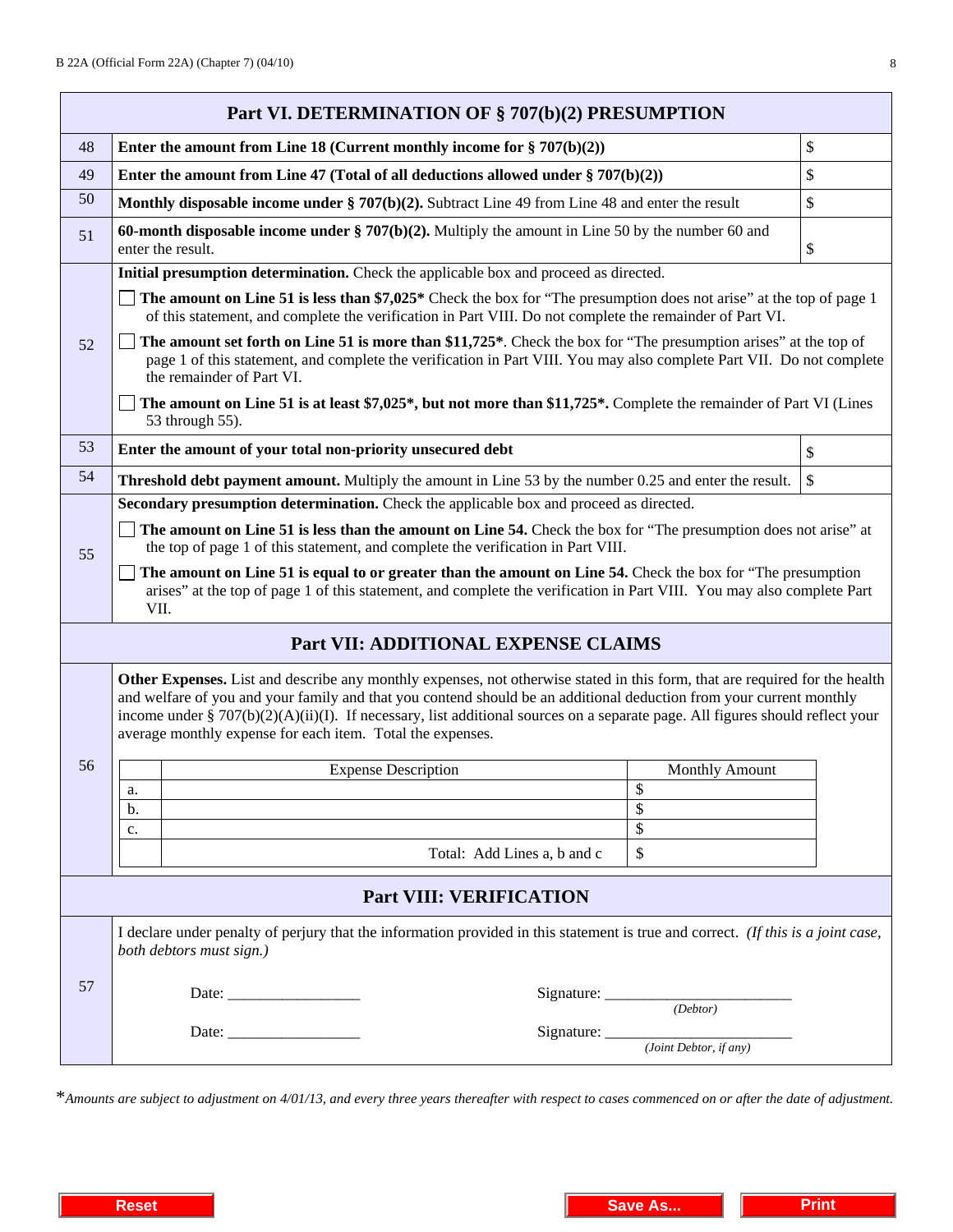## Part VI. DETERMINATION OF § 707(b)(2) PRESUMPTION

| | | |
|---|---|---|
| 48 | **Enter the amount from Line 18 (Current monthly income for § 707(b)(2))** | $ |
| 49 | **Enter the amount from Line 47 (Total of all deductions allowed under § 707(b)(2))** | $ |
| 50 | **Monthly disposable income under § 707(b)(2).** Subtract Line 49 from Line 48 and enter the result | $ |
| 51 | **60-month disposable income under § 707(b)(2).** Multiply the amount in Line 50 by the number 60 and enter the result. | $ |

**52** **Initial presumption determination.** Check the applicable box and proceed as directed.

- ☐ **The amount on Line 51 is less than $7,025*** Check the box for "The presumption does not arise" at the top of page 1 of this statement, and complete the verification in Part VIII. Do not complete the remainder of Part VI.
- ☐ **The amount set forth on Line 51 is more than $11,725***. Check the box for "The presumption arises" at the top of page 1 of this statement, and complete the verification in Part VIII. You may also complete Part VII. Do not complete the remainder of Part VI.
- ☐ **The amount on Line 51 is at least $7,025*, but not more than $11,725*.** Complete the remainder of Part VI (Lines 53 through 55).

| | | |
|---|---|---|
| 53 | **Enter the amount of your total non-priority unsecured debt** | $ |
| 54 | **Threshold debt payment amount.** Multiply the amount in Line 53 by the number 0.25 and enter the result. | $ |

**55** **Secondary presumption determination.** Check the applicable box and proceed as directed.

- ☐ **The amount on Line 51 is less than the amount on Line 54.** Check the box for "The presumption does not arise" at the top of page 1 of this statement, and complete the verification in Part VIII.
- ☐ **The amount on Line 51 is equal to or greater than the amount on Line 54.** Check the box for "The presumption arises" at the top of page 1 of this statement, and complete the verification in Part VIII. You may also complete Part VII.

## Part VII: ADDITIONAL EXPENSE CLAIMS

**56** **Other Expenses.** List and describe any monthly expenses, not otherwise stated in this form, that are required for the health and welfare of you and your family and that you contend should be an additional deduction from your current monthly income under § 707(b)(2)(A)(ii)(I). If necessary, list additional sources on a separate page. All figures should reflect your average monthly expense for each item. Total the expenses.

| | Expense Description | Monthly Amount |
|---|---|---|
| a. | | $ |
| b. | | $ |
| c. | | $ |
| | Total: Add Lines a, b and c | $ |

## Part VIII: VERIFICATION

**57** I declare under penalty of perjury that the information provided in this statement is true and correct. *(If this is a joint case, both debtors must sign.)*

Date: ________________ Signature: ________________________ *(Debtor)*

Date: ________________ Signature: ________________________ *(Joint Debtor, if any)*

\**Amounts are subject to adjustment on 4/01/13, and every three years thereafter with respect to cases commenced on or after the date of adjustment.*